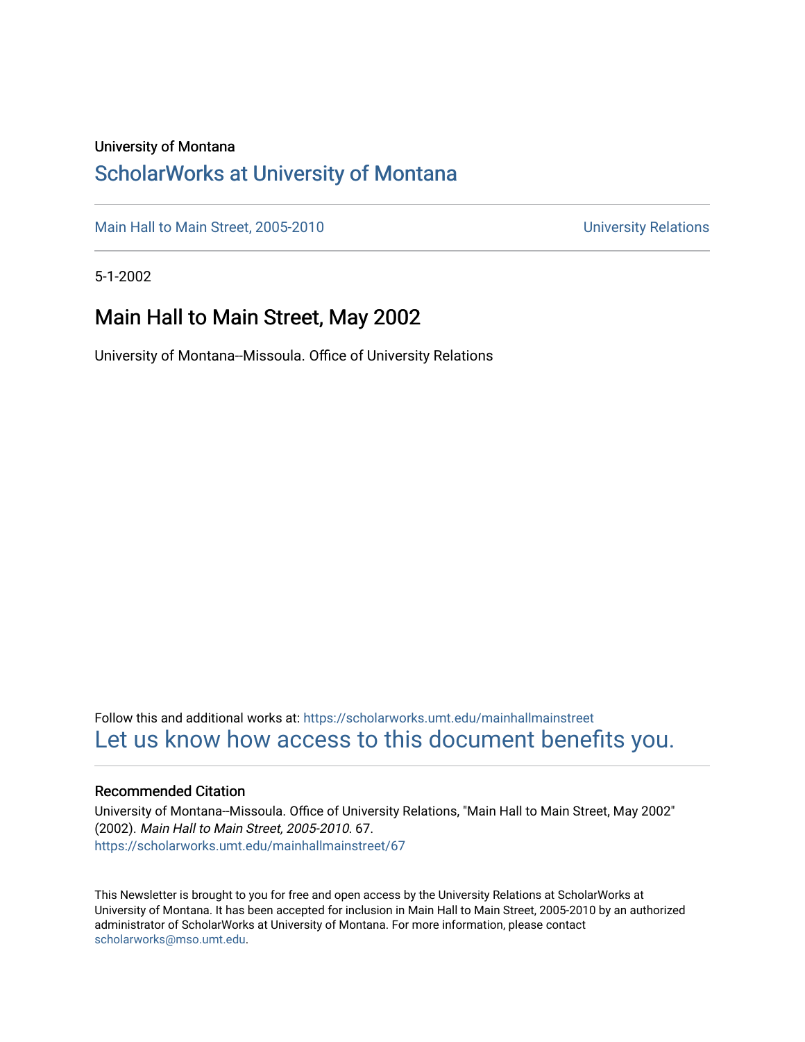University of Montana

# ScholarWorks at University of Montana

Main Hall to Main Street, 2005-2010 | University Relations

5-1-2002

## Main Hall to Main Street, May 2002

University of Montana--Missoula. Office of University Relations

Follow this and additional works at: https://scholarworks.umt.edu/mainhallmainstreet

Let us know how access to this document benefits you.

### Recommended Citation

University of Montana--Missoula. Office of University Relations, "Main Hall to Main Street, May 2002" (2002). *Main Hall to Main Street, 2005-2010*. 67.
https://scholarworks.umt.edu/mainhallmainstreet/67

This Newsletter is brought to you for free and open access by the University Relations at ScholarWorks at University of Montana. It has been accepted for inclusion in Main Hall to Main Street, 2005-2010 by an authorized administrator of ScholarWorks at University of Montana. For more information, please contact scholarworks@mso.umt.edu.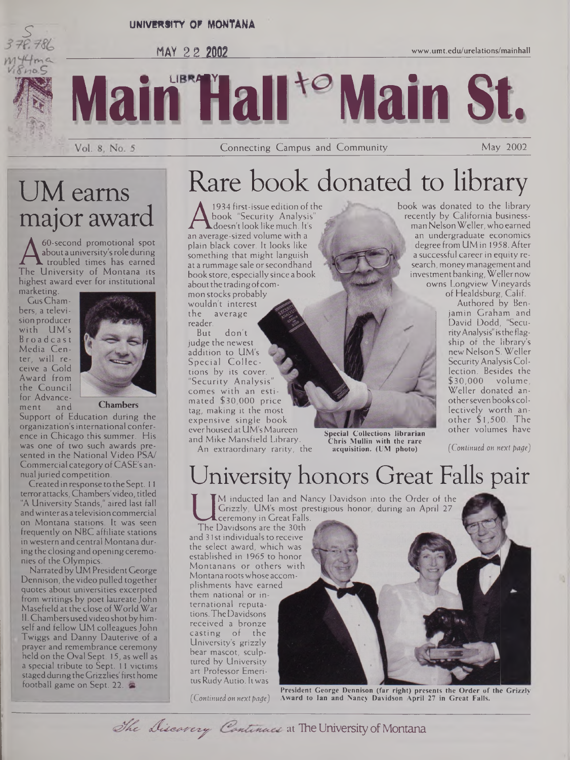UNIVERSITY OF MONTANA

MAY 22 2002

www.umt.edu/urelations/mainhall

# Main Hall to Main St.

Vol. 8, No. 5 — Connecting Campus and Community — May 2002

## UM earns major award

A 60-second promotional spot about a university's role during troubled times has earned The University of Montana its highest award ever for institutional marketing.

Gus Chambers, a television producer with UM's Broadcast Media Center, will receive a Gold Award from the Council for Advancement and Support of Education during the organization's international conference in Chicago this summer. His was one of two such awards presented in the National Video PSA/Commercial category of CASE's annual juried competition.

**Chambers**

Created in response to the Sept. 11 terror attacks, Chambers' video, titled "A University Stands," aired last fall and winter as a television commercial on Montana stations. It was seen frequently on NBC affiliate stations in western and central Montana during the closing and opening ceremonies of the Olympics.

Narrated by UM President George Dennison, the video pulled together quotes about universities excerpted from writings by poet laureate John Masefield at the close of World War II. Chambers used video shot by himself and fellow UM colleagues John Twiggs and Danny Dauterive of a prayer and remembrance ceremony held on the Oval Sept. 15, as well as a special tribute to Sept. 11 victims staged during the Grizzlies' first home football game on Sept. 22.

## Rare book donated to library

A 1934 first-issue edition of the book "Security Analysis" doesn't look like much. It's an average-sized volume with a plain black cover. It looks like something that might languish at a rummage sale or secondhand book store, especially since a book about the trading of common stocks probably wouldn't interest the average reader.

But don't judge the newest addition to UM's Special Collections by its cover. "Security Analysis" comes with an estimated $30,000 price tag, making it the most expensive single book ever housed at UM's Maureen and Mike Mansfield Library.

An extraordinary rarity, the book was donated to the library recently by California businessman Nelson Weller, who earned an undergraduate economics degree from UM in 1958. After a successful career in equity research, money management and investment banking, Weller now owns Longview Vineyards of Healdsburg, Calif.

Authored by Benjamin Graham and David Dodd, "Security Analysis" is the flagship of the library's new Nelson S. Weller Security Analysis Collection. Besides the $30,000 volume, Weller donated another seven books collectively worth another $1,500. The other volumes have

*(Continued on next page)*

**Special Collections librarian Chris Mullin with the rare acquisition. (UM photo)**

## University honors Great Falls pair

UM inducted Ian and Nancy Davidson into the Order of the Grizzly, UM's most prestigious honor, during an April 27 ceremony in Great Falls.

The Davidsons are the 30th and 31st individuals to receive the select award, which was established in 1965 to honor Montanans or others with Montana roots whose accomplishments have earned them national or international reputations. The Davidsons received a bronze casting of the University's grizzly bear mascot, sculptured by University art Professor Emeritus Rudy Autio. It was

*(Continued on next page)*

**President George Dennison (far right) presents the Order of the Grizzly Award to Ian and Nancy Davidson April 27 in Great Falls.**

*The Discovery Continues* at The University of Montana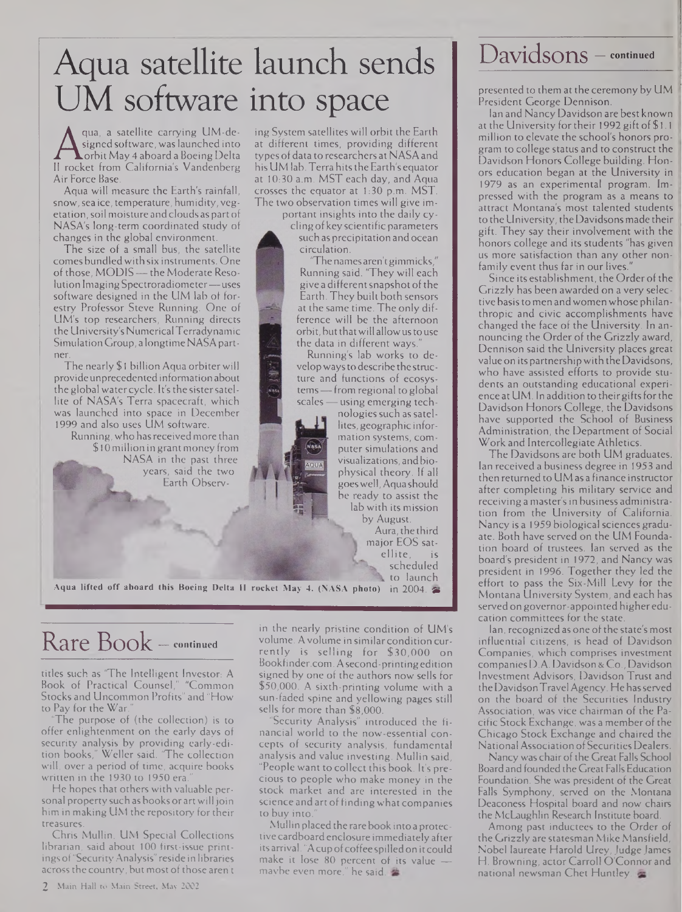// Aqua satellite launch sends UM software into space

# Aqua satellite launch sends UM software into space

Aqua, a satellite carrying UM-designed software, was launched into orbit May 4 aboard a Boeing Delta II rocket from California's Vandenberg Air Force Base.

Aqua will measure the Earth's rainfall, snow, sea ice, temperature, humidity, vegetation, soil moisture and clouds as part of NASA's long-term coordinated study of changes in the global environment.

The size of a small bus, the satellite comes bundled with six instruments. One of those, MODIS — the Moderate Resolution Imaging Spectroradiometer — uses software designed in the UM lab of forestry Professor Steve Running. One of UM's top researchers, Running directs the University's Numerical Terradynamic Simulation Group, a longtime NASA partner.

The nearly $1 billion Aqua orbiter will provide unprecedented information about the global water cycle. It's the sister satellite of NASA's Terra spacecraft, which was launched into space in December 1999 and also uses UM software.

Running, who has received more than $10 million in grant money from NASA in the past three years, said the two Earth Observing System satellites will orbit the Earth at different times, providing different types of data to researchers at NASA and his UM lab. Terra hits the Earth's equator at 10:30 a.m. MST each day, and Aqua crosses the equator at 1:30 p.m. MST. The two observation times will give important insights into the daily cycling of key scientific parameters such as precipitation and ocean circulation.

"The names aren't gimmicks," Running said. "They will each give a different snapshot of the Earth. They built both sensors at the same time. The only difference will be the afternoon orbit, but that will allow us to use the data in different ways."

Running's lab works to develop ways to describe the structure and functions of ecosystems — from regional to global scales — using emerging technologies such as satellites, geographic information systems, computer simulations and visualizations, and biophysical theory. If all goes well, Aqua should be ready to assist the lab with its mission by August.

Aura, the third major EOS satellite, is scheduled to launch in 2004.

Aqua lifted off aboard this Boeing Delta II rocket May 4. (NASA photo)

## Rare Book — continued

titles such as "The Intelligent Investor: A Book of Practical Counsel," "Common Stocks and Uncommon Profits" and "How to Pay for the War."

"The purpose of (the collection) is to offer enlightenment on the early days of security analysis by providing early-edition books," Weller said. "The collection will, over a period of time, acquire books written in the 1930 to 1950 era."

He hopes that others with valuable personal property such as books or art will join him in making UM the repository for their treasures.

Chris Mullin, UM Special Collections librarian, said about 100 first-issue printings of "Security Analysis" reside in libraries across the country, but most of those aren't in the nearly pristine condition of UM's volume. A volume in similar condition currently is selling for $30,000 on Bookfinder.com. A second-printing edition signed by one of the authors now sells for $50,000. A sixth-printing volume with a sun-faded spine and yellowing pages still sells for more than $8,000.

"Security Analysis" introduced the financial world to the now-essential concepts of security analysis, fundamental analysis and value investing. Mullin said, "People want to collect this book. It's precious to people who make money in the stock market and are interested in the science and art of finding what companies to buy into."

Mullin placed the rare book into a protective cardboard enclosure immediately after its arrival. "A cup of coffee spilled on it could make it lose 80 percent of its value — maybe even more," he said.

## Davidsons — continued

presented to them at the ceremony by UM President George Dennison.

Ian and Nancy Davidson are best known at the University for their 1992 gift of $1.1 million to elevate the school's honors program to college status and to construct the Davidson Honors College building. Honors education began at the University in 1979 as an experimental program. Impressed with the program as a means to attract Montana's most talented students to the University, the Davidsons made their gift. They say their involvement with the honors college and its students "has given us more satisfaction than any other non-family event thus far in our lives."

Since its establishment, the Order of the Grizzly has been awarded on a very selective basis to men and women whose philanthropic and civic accomplishments have changed the face of the University. In announcing the Order of the Grizzly award, Dennison said the University places great value on its partnership with the Davidsons, who have assisted efforts to provide students an outstanding educational experience at UM. In addition to their gifts for the Davidson Honors College, the Davidsons have supported the School of Business Administration, the Department of Social Work and Intercollegiate Athletics.

The Davidsons are both UM graduates. Ian received a business degree in 1953 and then returned to UM as a finance instructor after completing his military service and receiving a master's in business administration from the University of California. Nancy is a 1959 biological sciences graduate. Both have served on the UM Foundation board of trustees. Ian served as the board's president in 1972, and Nancy was president in 1996. Together they led the effort to pass the Six-Mill Levy for the Montana University System, and each has served on governor-appointed higher education committees for the state.

Ian, recognized as one of the state's most influential citizens, is head of Davidson Companies, which comprises investment companies D.A. Davidson & Co., Davidson Investment Advisors, Davidson Trust and the Davidson Travel Agency. He has served on the board of the Securities Industry Association, was vice chairman of the Pacific Stock Exchange, was a member of the Chicago Stock Exchange and chaired the National Association of Securities Dealers.

Nancy was chair of the Great Falls School Board and founded the Great Falls Education Foundation. She was president of the Great Falls Symphony, served on the Montana Deaconess Hospital board and now chairs the McLaughlin Research Institute board.

Among past inductees to the Order of the Grizzly are statesman Mike Mansfield, Nobel laureate Harold Urey, Judge James H. Browning, actor Carroll O'Connor and national newsman Chet Huntley.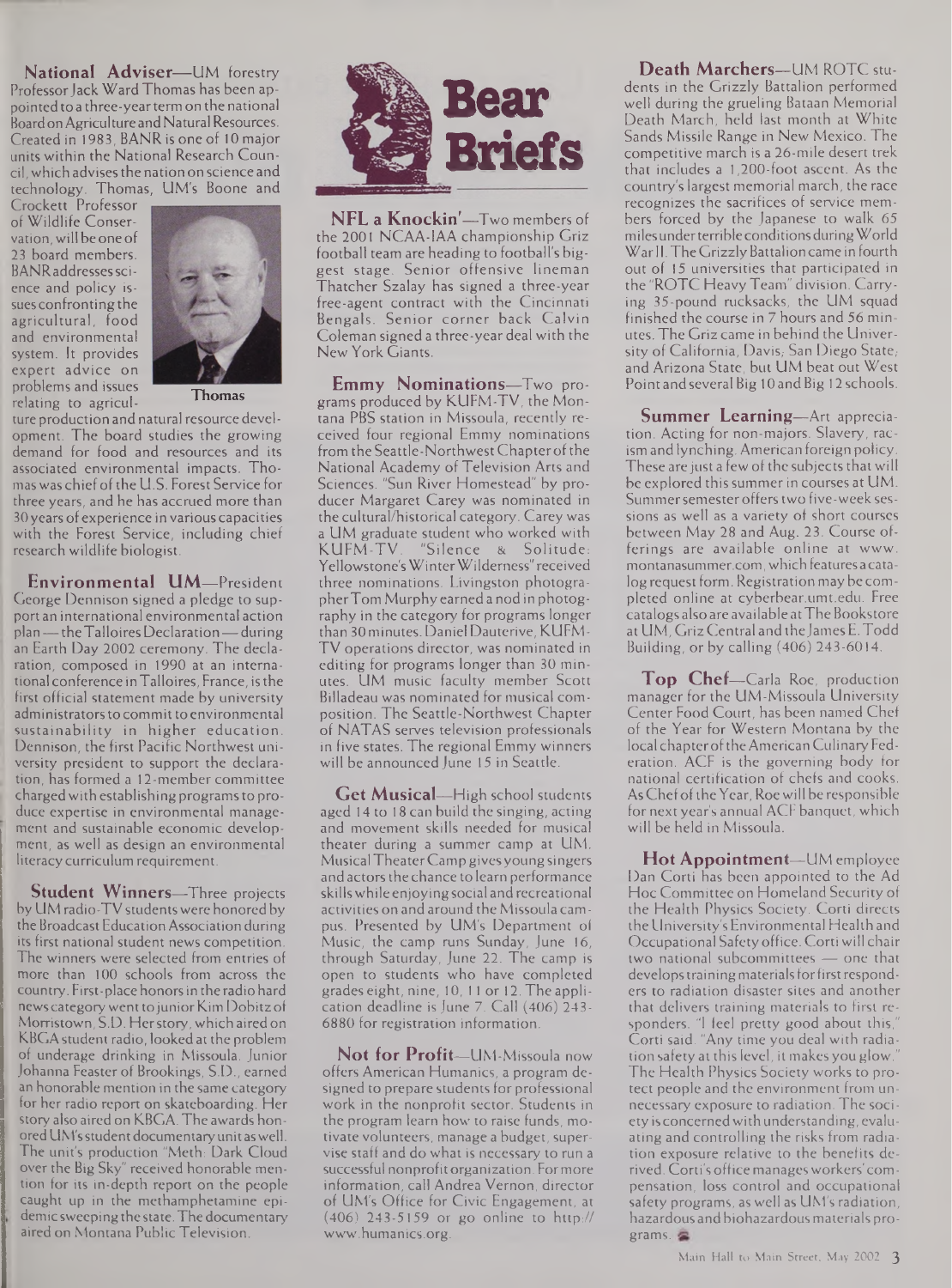# Bear Briefs

**National Adviser**—UM forestry Professor Jack Ward Thomas has been appointed to a three-year term on the national Board on Agriculture and Natural Resources. Created in 1983, BANR is one of 10 major units within the National Research Council, which advises the nation on science and technology. Thomas, UM's Boone and Crockett Professor of Wildlife Conservation, will be one of 23 board members. BANR addresses science and policy issues confronting the agricultural, food and environmental system. It provides expert advice on problems and issues relating to agriculture production and natural resource development. The board studies the growing demand for food and resources and its associated environmental impacts. Thomas was chief of the U.S. Forest Service for three years, and he has accrued more than 30 years of experience in various capacities with the Forest Service, including chief research wildlife biologist.

Thomas

**Environmental UM**—President George Dennison signed a pledge to support an international environmental action plan — the Talloires Declaration — during an Earth Day 2002 ceremony. The declaration, composed in 1990 at an international conference in Talloires, France, is the first official statement made by university administrators to commit to environmental sustainability in higher education. Dennison, the first Pacific Northwest university president to support the declaration, has formed a 12-member committee charged with establishing programs to produce expertise in environmental management and sustainable economic development, as well as design an environmental literacy curriculum requirement.

**Student Winners**—Three projects by UM radio-TV students were honored by the Broadcast Education Association during its first national student news competition. The winners were selected from entries of more than 100 schools from across the country. First-place honors in the radio hard news category went to junior Kim Dobitz of Morristown, S.D. Her story, which aired on KBGA student radio, looked at the problem of underage drinking in Missoula. Junior Johanna Feaster of Brookings, S.D., earned an honorable mention in the same category for her radio report on skateboarding. Her story also aired on KBGA. The awards honored UM's student documentary unit as well. The unit's production "Meth: Dark Cloud over the Big Sky" received honorable mention for its in-depth report on the people caught up in the methamphetamine epidemic sweeping the state. The documentary aired on Montana Public Television.

**NFL a Knockin'**—Two members of the 2001 NCAA-IAA championship Griz football team are heading to football's biggest stage. Senior offensive lineman Thatcher Szalay has signed a three-year free-agent contract with the Cincinnati Bengals. Senior corner back Calvin Coleman signed a three-year deal with the New York Giants.

**Emmy Nominations**—Two programs produced by KUFM-TV, the Montana PBS station in Missoula, recently received four regional Emmy nominations from the Seattle-Northwest Chapter of the National Academy of Television Arts and Sciences. "Sun River Homestead" by producer Margaret Carey was nominated in the cultural/historical category. Carey was a UM graduate student who worked with KUFM-TV. "Silence & Solitude: Yellowstone's Winter Wilderness" received three nominations. Livingston photographer Tom Murphy earned a nod in photography in the category for programs longer than 30 minutes. Daniel Dauterive, KUFM-TV operations director, was nominated in editing for programs longer than 30 minutes. UM music faculty member Scott Billadeau was nominated for musical composition. The Seattle-Northwest Chapter of NATAS serves television professionals in five states. The regional Emmy winners will be announced June 15 in Seattle.

**Get Musical**—High school students aged 14 to 18 can build the singing, acting and movement skills needed for musical theater during a summer camp at UM. Musical Theater Camp gives young singers and actors the chance to learn performance skills while enjoying social and recreational activities on and around the Missoula campus. Presented by UM's Department of Music, the camp runs Sunday, June 16, through Saturday, June 22. The camp is open to students who have completed grades eight, nine, 10, 11 or 12. The application deadline is June 7. Call (406) 243-6880 for registration information.

**Not for Profit**—UM-Missoula now offers American Humanics, a program designed to prepare students for professional work in the nonprofit sector. Students in the program learn how to raise funds, motivate volunteers, manage a budget, supervise staff and do what is necessary to run a successful nonprofit organization. For more information, call Andrea Vernon, director of UM's Office for Civic Engagement, at (406) 243-5159 or go online to http://www.humanics.org.

**Death Marchers**—UM ROTC students in the Grizzly Battalion performed well during the grueling Bataan Memorial Death March, held last month at White Sands Missile Range in New Mexico. The competitive march is a 26-mile desert trek that includes a 1,200-foot ascent. As the country's largest memorial march, the race recognizes the sacrifices of service members forced by the Japanese to walk 65 miles under terrible conditions during World War II. The Grizzly Battalion came in fourth out of 15 universities that participated in the "ROTC Heavy Team" division. Carrying 35-pound rucksacks, the UM squad finished the course in 7 hours and 56 minutes. The Griz came in behind the University of California, Davis; San Diego State; and Arizona State, but UM beat out West Point and several Big 10 and Big 12 schools.

**Summer Learning**—Art appreciation. Acting for non-majors. Slavery, racism and lynching. American foreign policy. These are just a few of the subjects that will be explored this summer in courses at UM. Summer semester offers two five-week sessions as well as a variety of short courses between May 28 and Aug. 23. Course offerings are available online at www.montanasummer.com, which features a catalog request form. Registration may be completed online at cyberbear.umt.edu. Free catalogs also are available at The Bookstore at UM, Griz Central and the James E. Todd Building, or by calling (406) 243-6014.

**Top Chef**—Carla Roe, production manager for the UM-Missoula University Center Food Court, has been named Chef of the Year for Western Montana by the local chapter of the American Culinary Federation. ACF is the governing body for national certification of chefs and cooks. As Chef of the Year, Roe will be responsible for next year's annual ACF banquet, which will be held in Missoula.

**Hot Appointment**—UM employee Dan Corti has been appointed to the Ad Hoc Committee on Homeland Security of the Health Physics Society. Corti directs the University's Environmental Health and Occupational Safety office. Corti will chair two national subcommittees — one that develops training materials for first responders to radiation disaster sites and another that delivers training materials to first responders. "I feel pretty good about this," Corti said. "Any time you deal with radiation safety at this level, it makes you glow." The Health Physics Society works to protect people and the environment from unnecessary exposure to radiation. The society is concerned with understanding, evaluating and controlling the risks from radiation exposure relative to the benefits derived. Corti's office manages workers' compensation, loss control and occupational safety programs, as well as UM's radiation, hazardous and biohazardous materials programs.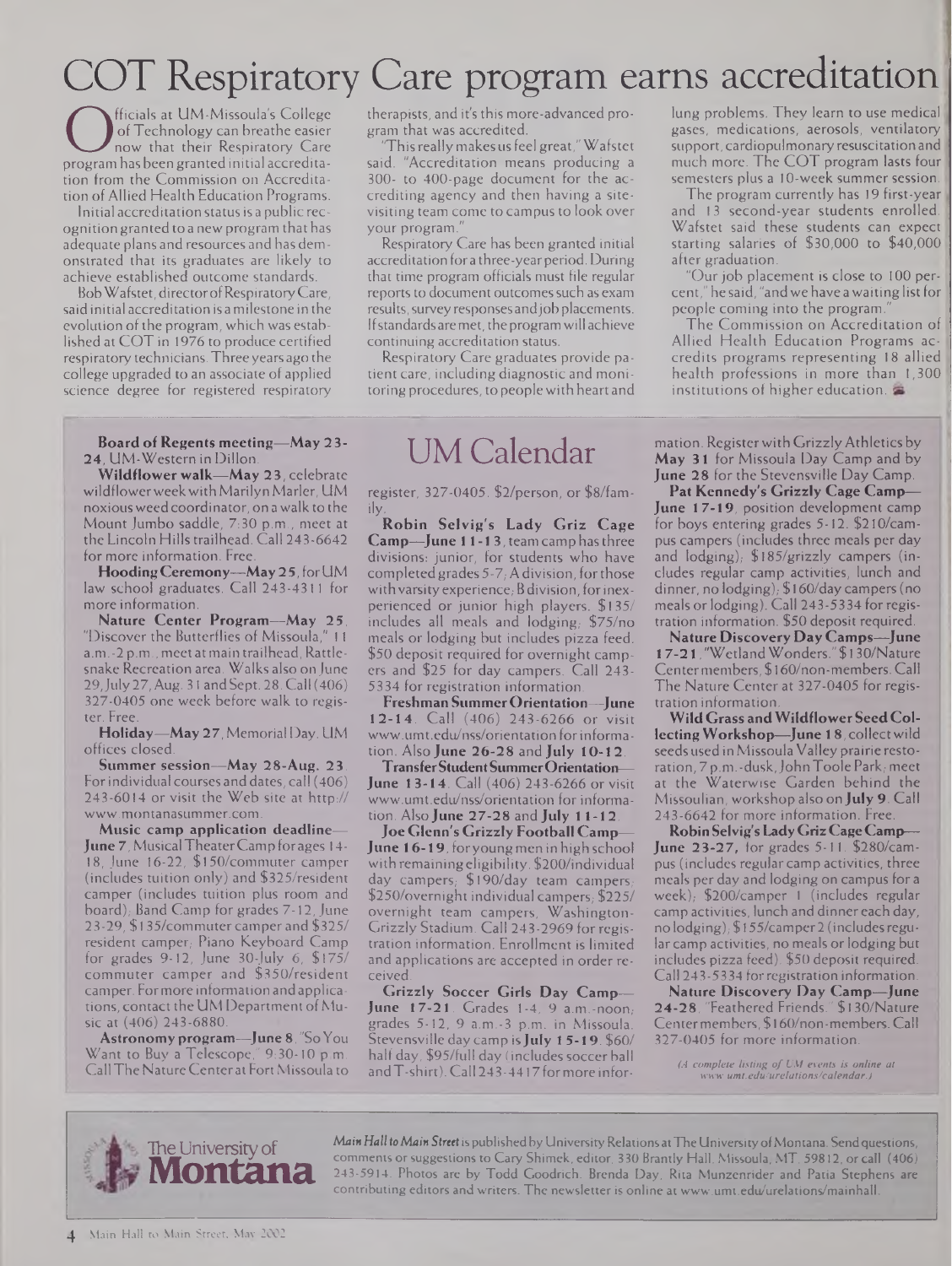# COT Respiratory Care program earns accreditation

Officials at UM-Missoula's College of Technology can breathe easier now that their Respiratory Care program has been granted initial accreditation from the Commission on Accreditation of Allied Health Education Programs.

Initial accreditation status is a public recognition granted to a new program that has adequate plans and resources and has demonstrated that its graduates are likely to achieve established outcome standards.

Bob Wafstet, director of Respiratory Care, said initial accreditation is a milestone in the evolution of the program, which was established at COT in 1976 to produce certified respiratory technicians. Three years ago the college upgraded to an associate of applied science degree for registered respiratory therapists, and it's this more-advanced program that was accredited.

"This really makes us feel great," Wafstet said. "Accreditation means producing a 300- to 400-page document for the accrediting agency and then having a site-visiting team come to campus to look over your program."

Respiratory Care has been granted initial accreditation for a three-year period. During that time program officials must file regular reports to document outcomes such as exam results, survey responses and job placements. If standards are met, the program will achieve continuing accreditation status.

Respiratory Care graduates provide patient care, including diagnostic and monitoring procedures, to people with heart and lung problems. They learn to use medical gases, medications, aerosols, ventilatory support, cardiopulmonary resuscitation and much more. The COT program lasts four semesters plus a 10-week summer session.

The program currently has 19 first-year and 13 second-year students enrolled. Wafstet said these students can expect starting salaries of $30,000 to $40,000 after graduation.

"Our job placement is close to 100 percent," he said, "and we have a waiting list for people coming into the program."

The Commission on Accreditation of Allied Health Education Programs accredits programs representing 18 allied health professions in more than 1,300 institutions of higher education.

# UM Calendar

**Board of Regents meeting—May 23-24**, UM-Western in Dillon.

**Wildflower walk—May 23**, celebrate wildflower week with Marilyn Marler, UM noxious weed coordinator, on a walk to the Mount Jumbo saddle, 7:30 p.m., meet at the Lincoln Hills trailhead. Call 243-6642 for more information. Free.

**Hooding Ceremony—May 25**, for UM law school graduates. Call 243-4311 for more information.

**Nature Center Program—May 25**, "Discover the Butterflies of Missoula," 11 a.m.-2 p.m., meet at main trailhead, Rattlesnake Recreation area. Walks also on June 29, July 27, Aug. 31 and Sept. 28. Call (406) 327-0405 one week before walk to register. Free.

**Holiday—May 27**, Memorial Day. UM offices closed.

**Summer session—May 28-Aug. 23**. For individual courses and dates, call (406) 243-6014 or visit the Web site at http://www.montanasummer.com.

**Music camp application deadline—June 7**. Musical Theater Camp for ages 14-18, June 16-22, $150/commuter camper (includes tuition only) and $325/resident camper (includes tuition plus room and board); Band Camp for grades 7-12, June 23-29, $135/commuter camper and $325/resident camper; Piano Keyboard Camp for grades 9-12, June 30-July 6, $175/commuter camper and $350/resident camper. For more information and applications, contact the UM Department of Music at (406) 243-6880.

**Astronomy program—June 8**, "So You Want to Buy a Telescope," 9:30-10 p.m. Call The Nature Center at Fort Missoula to register, 327-0405. $2/person, or $8/family.

**Robin Selvig's Lady Griz Cage Camp—June 11-13**, team camp has three divisions: junior, for students who have completed grades 5-7; A division, for those with varsity experience; B division, for inexperienced or junior high players. $135/includes all meals and lodging; $75/no meals or lodging but includes pizza feed. $50 deposit required for overnight campers and $25 for day campers. Call 243-5334 for registration information.

**Freshman Summer Orientation—June 12-14**. Call (406) 243-6266 or visit www.umt.edu/nss/orientation for information. Also **June 26-28** and **July 10-12**.

**Transfer Student Summer Orientation—June 13-14**. Call (406) 243-6266 or visit www.umt.edu/nss/orientation for information. Also **June 27-28** and **July 11-12**.

**Joe Glenn's Grizzly Football Camp—June 16-19**, for young men in high school with remaining eligibility. $200/individual day campers; $190/day team campers; $250/overnight individual campers; $225/overnight team campers, Washington-Grizzly Stadium. Call 243-2969 for registration information. Enrollment is limited and applications are accepted in order received.

**Grizzly Soccer Girls Day Camp—June 17-21**. Grades 1-4, 9 a.m.-noon; grades 5-12, 9 a.m.-3 p.m. in Missoula. Stevensville day camp is **July 15-19**. $60/half day, $95/full day (includes soccer ball and T-shirt). Call 243-4417 for more information. Register with Grizzly Athletics by **May 31** for Missoula Day Camp and by **June 28** for the Stevensville Day Camp.

**Pat Kennedy's Grizzly Cage Camp—June 17-19**, position development camp for boys entering grades 5-12. $210/campus campers (includes three meals per day and lodging); $185/grizzly campers (includes regular camp activities, lunch and dinner, no lodging); $160/day campers (no meals or lodging). Call 243-5334 for registration information. $50 deposit required.

**Nature Discovery Day Camps—June 17-21**, "Wetland Wonders." $130/Nature Center members, $160/non-members. Call The Nature Center at 327-0405 for registration information.

**Wild Grass and Wildflower Seed Collecting Workshop—June 18**, collect wild seeds used in Missoula Valley prairie restoration, 7 p.m.-dusk, John Toole Park; meet at the Waterwise Garden behind the Missoulian; workshop also on **July 9**. Call 243-6642 for more information. Free.

**Robin Selvig's Lady Griz Cage Camp—June 23-27**, for grades 5-11. $280/campus (includes regular camp activities, three meals per day and lodging on campus for a week); $200/camper 1 (includes regular camp activities, lunch and dinner each day, no lodging); $155/camper 2 (includes regular camp activities, no meals or lodging but includes pizza feed). $50 deposit required. Call 243-5334 for registration information.

**Nature Discovery Day Camp—June 24-28**, "Feathered Friends." $130/Nature Center members, $160/non-members. Call 327-0405 for more information.

*(A complete listing of UM events is online at www.umt.edu/urelations/calendar.)*

The University of Montana

*Main Hall to Main Street* is published by University Relations at The University of Montana. Send questions, comments or suggestions to Cary Shimek, editor, 330 Brantly Hall, Missoula, MT 59812, or call (406) 243-5914. Photos are by Todd Goodrich. Brenda Day, Rita Munzenrider and Patia Stephens are contributing editors and writers. The newsletter is online at www.umt.edu/urelations/mainhall.